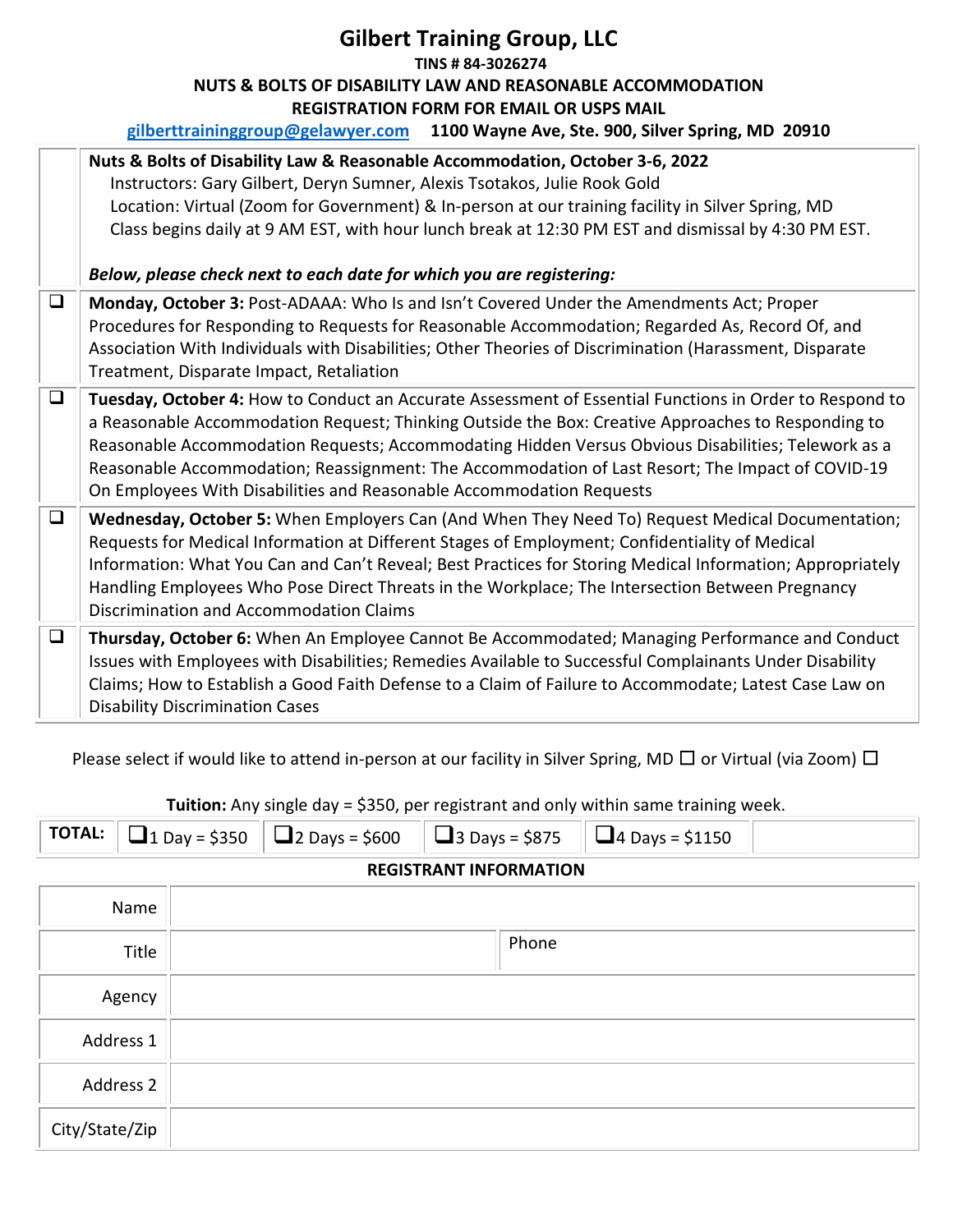# Gilbert Training Group, LLC

**TINS # 84-3026274**

**NUTS & BOLTS OF DISABILITY LAW AND REASONABLE ACCOMMODATION**

**REGISTRATION FORM FOR EMAIL OR USPS MAIL**

**gilberttraininggroup@gelawyer.com 1100 Wayne Ave, Ste. 900, Silver Spring, MD 20910**

| | |
|---|---|
| | **Nuts & Bolts of Disability Law & Reasonable Accommodation, October 3-6, 2022**<br>Instructors: Gary Gilbert, Deryn Sumner, Alexis Tsotakos, Julie Rook Gold<br>Location: Virtual (Zoom for Government) & In-person at our training facility in Silver Spring, MD<br>Class begins daily at 9 AM EST, with hour lunch break at 12:30 PM EST and dismissal by 4:30 PM EST.<br><br>***Below, please check next to each date for which you are registering:*** |
| ☐ | **Monday, October 3:** Post-ADAAA: Who Is and Isn't Covered Under the Amendments Act; Proper Procedures for Responding to Requests for Reasonable Accommodation; Regarded As, Record Of, and Association With Individuals with Disabilities; Other Theories of Discrimination (Harassment, Disparate Treatment, Disparate Impact, Retaliation |
| ☐ | **Tuesday, October 4:** How to Conduct an Accurate Assessment of Essential Functions in Order to Respond to a Reasonable Accommodation Request; Thinking Outside the Box: Creative Approaches to Responding to Reasonable Accommodation Requests; Accommodating Hidden Versus Obvious Disabilities; Telework as a Reasonable Accommodation; Reassignment: The Accommodation of Last Resort; The Impact of COVID-19 On Employees With Disabilities and Reasonable Accommodation Requests |
| ☐ | **Wednesday, October 5:** When Employers Can (And When They Need To) Request Medical Documentation; Requests for Medical Information at Different Stages of Employment; Confidentiality of Medical Information: What You Can and Can't Reveal; Best Practices for Storing Medical Information; Appropriately Handling Employees Who Pose Direct Threats in the Workplace; The Intersection Between Pregnancy Discrimination and Accommodation Claims |
| ☐ | **Thursday, October 6:** When An Employee Cannot Be Accommodated; Managing Performance and Conduct Issues with Employees with Disabilities; Remedies Available to Successful Complainants Under Disability Claims; How to Establish a Good Faith Defense to a Claim of Failure to Accommodate; Latest Case Law on Disability Discrimination Cases |

Please select if would like to attend in-person at our facility in Silver Spring, MD ☐ or Virtual (via Zoom) ☐

**Tuition:** Any single day = $350, per registrant and only within same training week.

| **TOTAL:** | ☐ 1 Day = $350 | ☐ 2 Days = $600 | ☐ 3 Days = $875 | ☐ 4 Days = $1150 | |
|---|---|---|---|---|---|

**REGISTRANT INFORMATION**

| | | | |
|---|---|---|---|
| Name | | | |
| Title | | Phone | |
| Agency | | | |
| Address 1 | | | |
| Address 2 | | | |
| City/State/Zip | | | |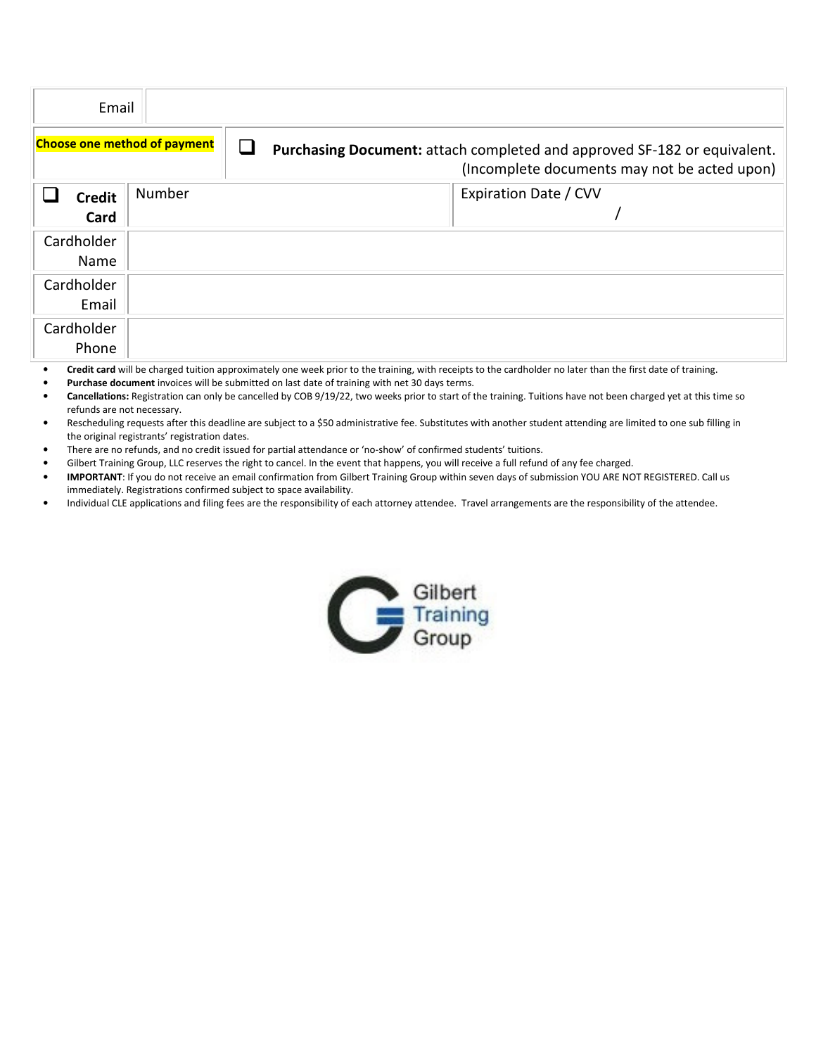| | | |
|---|---|---|
| Email | | |
| **Choose one method of payment** | ☐ **Purchasing Document:** attach completed and approved SF-182 or equivalent. (Incomplete documents may not be acted upon) | |
| ☐ **Credit Card** | Number | Expiration Date / CVV<br>/ |
| Cardholder Name | | |
| Cardholder Email | | |
| Cardholder Phone | | |

- **Credit card** will be charged tuition approximately one week prior to the training, with receipts to the cardholder no later than the first date of training.
- **Purchase document** invoices will be submitted on last date of training with net 30 days terms.
- **Cancellations:** Registration can only be cancelled by COB 9/19/22, two weeks prior to start of the training. Tuitions have not been charged yet at this time so refunds are not necessary.
- Rescheduling requests after this deadline are subject to a $50 administrative fee. Substitutes with another student attending are limited to one sub filling in the original registrants' registration dates.
- There are no refunds, and no credit issued for partial attendance or 'no-show' of confirmed students' tuitions.
- Gilbert Training Group, LLC reserves the right to cancel. In the event that happens, you will receive a full refund of any fee charged.
- **IMPORTANT**: If you do not receive an email confirmation from Gilbert Training Group within seven days of submission YOU ARE NOT REGISTERED. Call us immediately. Registrations confirmed subject to space availability.
- Individual CLE applications and filing fees are the responsibility of each attorney attendee. Travel arrangements are the responsibility of the attendee.

Gilbert Training Group